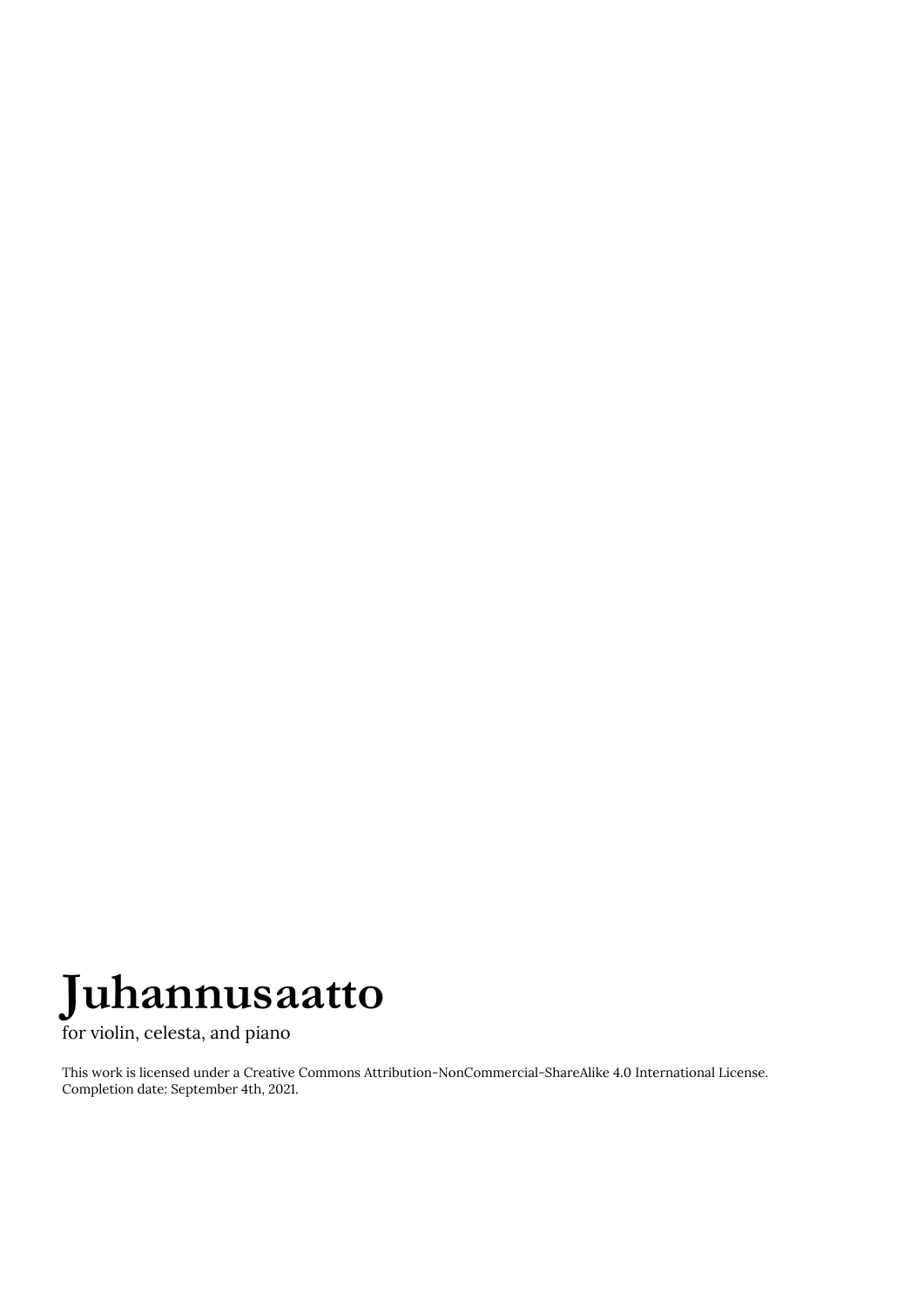# Juhannusaatto

for violin, celesta, and piano

This work is licensed under a Creative Commons Attribution-NonCommercial-ShareAlike 4.0 International License.
Completion date: September 4th, 2021.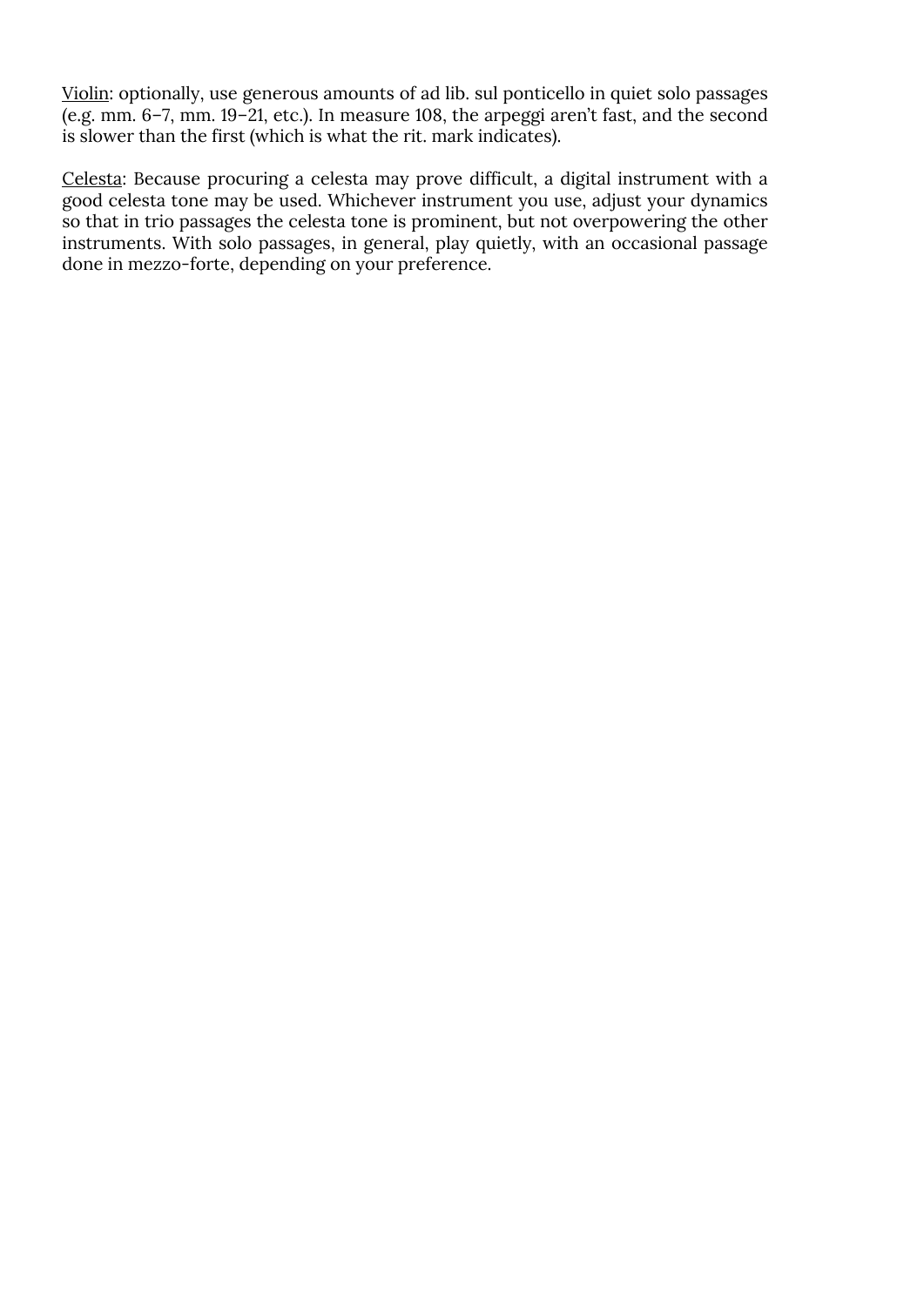<u>Violin</u>: optionally, use generous amounts of ad lib. sul ponticello in quiet solo passages (e.g. mm. 6–7, mm. 19–21, etc.). In measure 108, the arpeggi aren't fast, and the second is slower than the first (which is what the rit. mark indicates).

<u>Celesta</u>: Because procuring a celesta may prove difficult, a digital instrument with a good celesta tone may be used. Whichever instrument you use, adjust your dynamics so that in trio passages the celesta tone is prominent, but not overpowering the other instruments. With solo passages, in general, play quietly, with an occasional passage done in mezzo-forte, depending on your preference.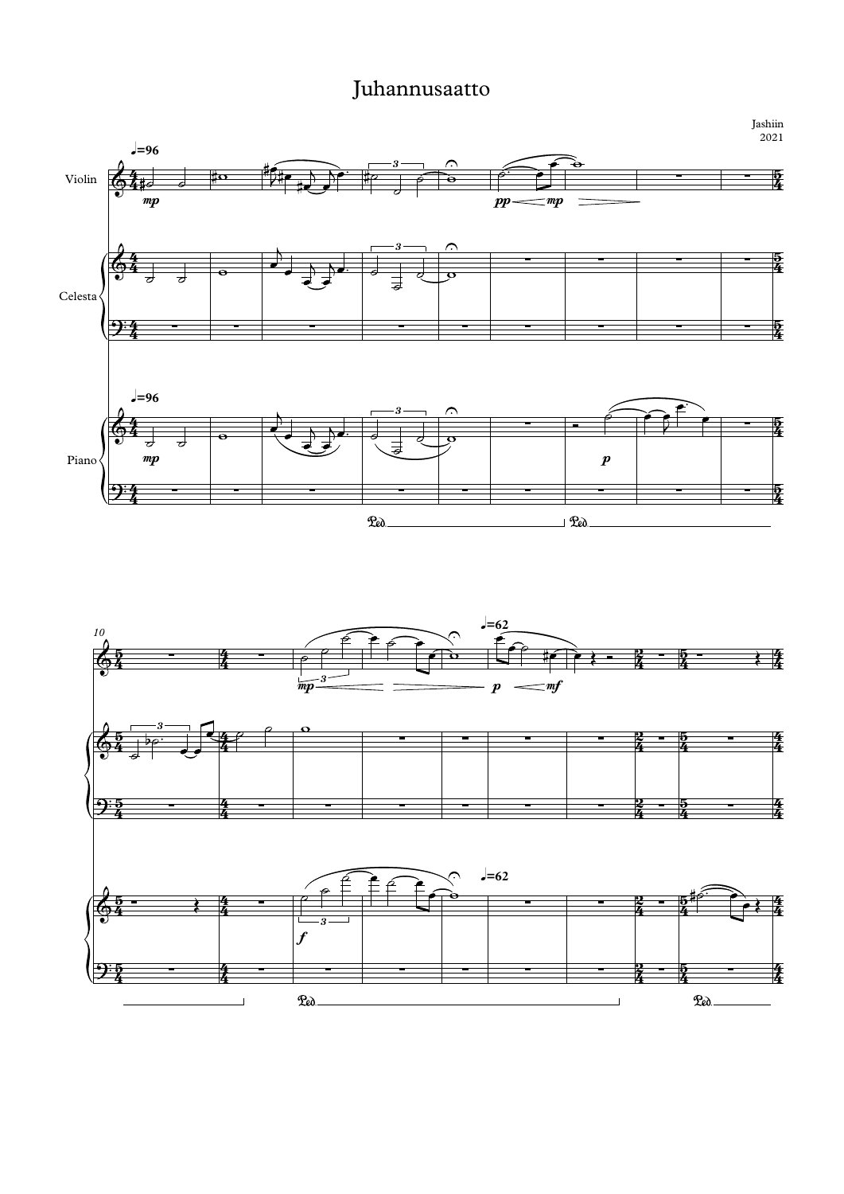# Juhannusaatto

Jashiin
2021